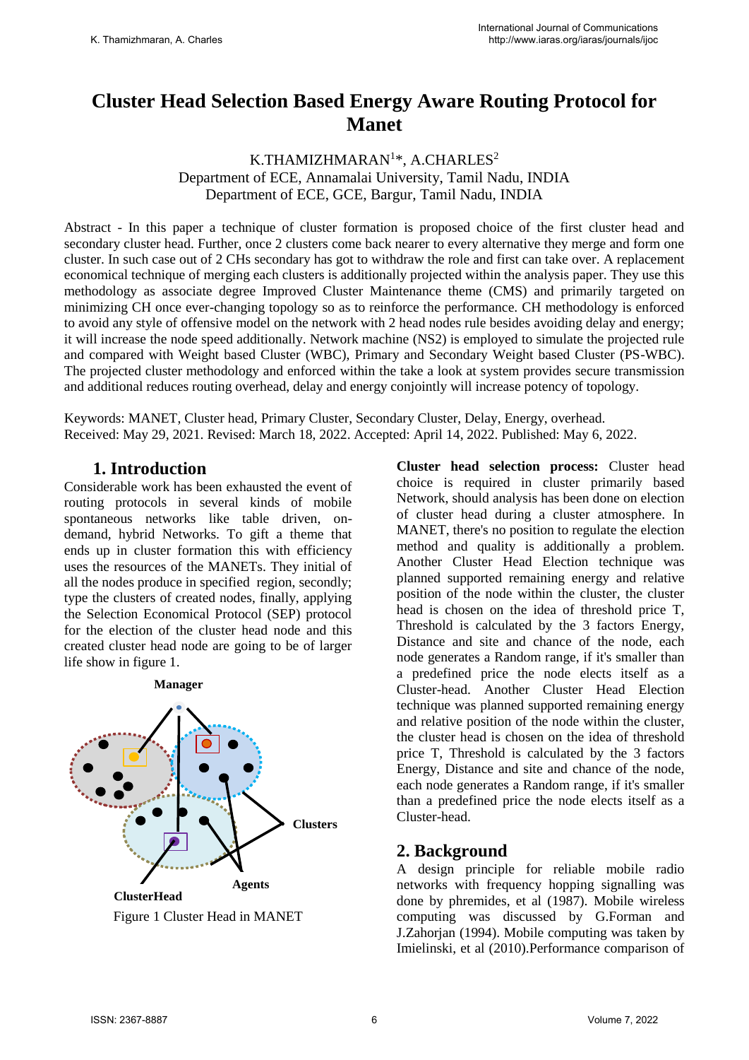# Cluster Head Selection Based Energy Aware Routing Protocol for Manet

K.THAMIZHMARAN[1]*, A.CHARLES[2]
Department of ECE, Annamalai University, Tamil Nadu, INDIA
Department of ECE, GCE, Bargur, Tamil Nadu, INDIA

Abstract - In this paper a technique of cluster formation is proposed choice of the first cluster head and secondary cluster head. Further, once 2 clusters come back nearer to every alternative they merge and form one cluster. In such case out of 2 CHs secondary has got to withdraw the role and first can take over. A replacement economical technique of merging each clusters is additionally projected within the analysis paper. They use this methodology as associate degree Improved Cluster Maintenance theme (CMS) and primarily targeted on minimizing CH once ever-changing topology so as to reinforce the performance. CH methodology is enforced to avoid any style of offensive model on the network with 2 head nodes rule besides avoiding delay and energy; it will increase the node speed additionally. Network machine (NS2) is employed to simulate the projected rule and compared with Weight based Cluster (WBC), Primary and Secondary Weight based Cluster (PS-WBC). The projected cluster methodology and enforced within the take a look at system provides secure transmission and additional reduces routing overhead, delay and energy conjointly will increase potency of topology.

Keywords: MANET, Cluster head, Primary Cluster, Secondary Cluster, Delay, Energy, overhead.
Received: May 29, 2021. Revised: March 18, 2022. Accepted: April 14, 2022. Published: May 6, 2022.

## 1. Introduction

Considerable work has been exhausted the event of routing protocols in several kinds of mobile spontaneous networks like table driven, on-demand, hybrid Networks. To gift a theme that ends up in cluster formation this with efficiency uses the resources of the MANETs. They initial of all the nodes produce in specified region, secondly; type the clusters of created nodes, finally, applying the Selection Economical Protocol (SEP) protocol for the election of the cluster head node and this created cluster head node are going to be of larger life show in figure 1.

Manager

Clusters

Agents

ClusterHead

Figure 1 Cluster Head in MANET

**Cluster head selection process:** Cluster head choice is required in cluster primarily based Network, should analysis has been done on election of cluster head during a cluster atmosphere. In MANET, there's no position to regulate the election method and quality is additionally a problem. Another Cluster Head Election technique was planned supported remaining energy and relative position of the node within the cluster, the cluster head is chosen on the idea of threshold price T, Threshold is calculated by the 3 factors Energy, Distance and site and chance of the node, each node generates a Random range, if it's smaller than a predefined price the node elects itself as a Cluster-head. Another Cluster Head Election technique was planned supported remaining energy and relative position of the node within the cluster, the cluster head is chosen on the idea of threshold price T, Threshold is calculated by the 3 factors Energy, Distance and site and chance of the node, each node generates a Random range, if it's smaller than a predefined price the node elects itself as a Cluster-head.

## 2. Background

A design principle for reliable mobile radio networks with frequency hopping signalling was done by phremides, et al (1987). Mobile wireless computing was discussed by G.Forman and J.Zahorjan (1994). Mobile computing was taken by Imielinski, et al (2010).Performance comparison of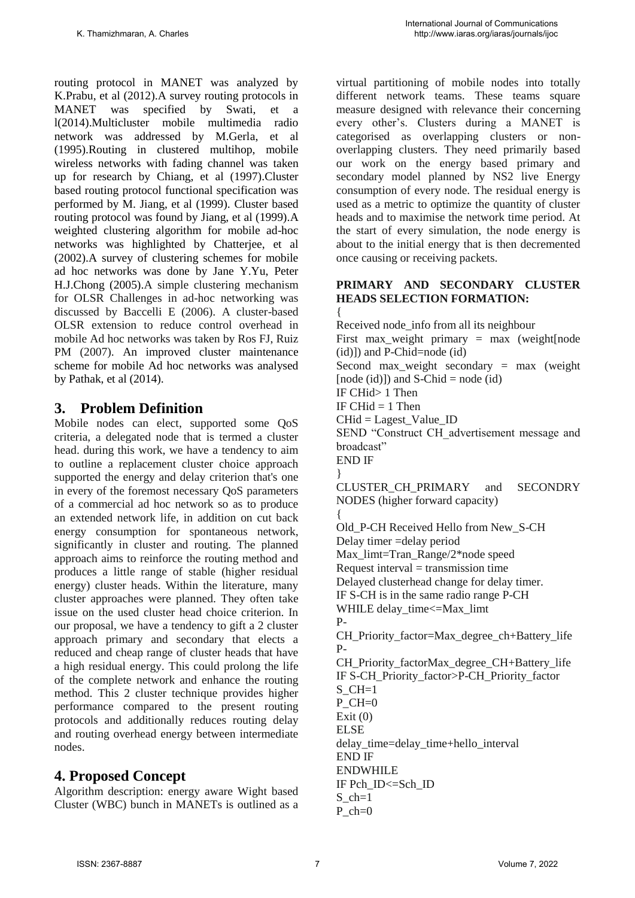routing protocol in MANET was analyzed by K.Prabu, et al (2012).A survey routing protocols in MANET was specified by Swati, et a l(2014).Multicluster mobile multimedia radio network was addressed by M.Gerla, et al (1995).Routing in clustered multihop, mobile wireless networks with fading channel was taken up for research by Chiang, et al (1997).Cluster based routing protocol functional specification was performed by M. Jiang, et al (1999). Cluster based routing protocol was found by Jiang, et al (1999).A weighted clustering algorithm for mobile ad-hoc networks was highlighted by Chatterjee, et al (2002).A survey of clustering schemes for mobile ad hoc networks was done by Jane Y.Yu, Peter H.J.Chong (2005).A simple clustering mechanism for OLSR Challenges in ad-hoc networking was discussed by Baccelli E (2006). A cluster-based OLSR extension to reduce control overhead in mobile Ad hoc networks was taken by Ros FJ, Ruiz PM (2007). An improved cluster maintenance scheme for mobile Ad hoc networks was analysed by Pathak, et al (2014).

## 3. Problem Definition

Mobile nodes can elect, supported some QoS criteria, a delegated node that is termed a cluster head. during this work, we have a tendency to aim to outline a replacement cluster choice approach supported the energy and delay criterion that's one in every of the foremost necessary QoS parameters of a commercial ad hoc network so as to produce an extended network life, in addition on cut back energy consumption for spontaneous network, significantly in cluster and routing. The planned approach aims to reinforce the routing method and produces a little range of stable (higher residual energy) cluster heads. Within the literature, many cluster approaches were planned. They often take issue on the used cluster head choice criterion. In our proposal, we have a tendency to gift a 2 cluster approach primary and secondary that elects a reduced and cheap range of cluster heads that have a high residual energy. This could prolong the life of the complete network and enhance the routing method. This 2 cluster technique provides higher performance compared to the present routing protocols and additionally reduces routing delay and routing overhead energy between intermediate nodes.

## 4. Proposed Concept

Algorithm description: energy aware Wight based Cluster (WBC) bunch in MANETs is outlined as a virtual partitioning of mobile nodes into totally different network teams. These teams square measure designed with relevance their concerning every other's. Clusters during a MANET is categorised as overlapping clusters or non-overlapping clusters. They need primarily based our work on the energy based primary and secondary model planned by NS2 live Energy consumption of every node. The residual energy is used as a metric to optimize the quantity of cluster heads and to maximise the network time period. At the start of every simulation, the node energy is about to the initial energy that is then decremented once causing or receiving packets.

**PRIMARY AND SECONDARY CLUSTER HEADS SELECTION FORMATION:**

```
{
Received node_info from all its neighbour
First max_weight primary = max (weight[node (id)]) and P-Chid=node (id)
Second max_weight secondary = max (weight [node (id)]) and S-Chid = node (id)
IF CHid> 1 Then
IF CHid = 1 Then
CHid = Lagest_Value_ID
SEND "Construct CH_advertisement message and broadcast"
END IF
}
CLUSTER_CH_PRIMARY and SECONDRY NODES (higher forward capacity)
{
Old_P-CH Received Hello from New_S-CH
Delay timer =delay period
Max_limt=Tran_Range/2*node speed
Request interval = transmission time
Delayed clusterhead change for delay timer.
IF S-CH is in the same radio range P-CH
WHILE delay_time<=Max_limt
P-CH_Priority_factor=Max_degree_ch+Battery_life
P-CH_Priority_factorMax_degree_CH+Battery_life
IF S-CH_Priority_factor>P-CH_Priority_factor
S_CH=1
P_CH=0
Exit (0)
ELSE
delay_time=delay_time+hello_interval
END IF
ENDWHILE
IF Pch_ID<=Sch_ID
S_ch=1
P_ch=0
```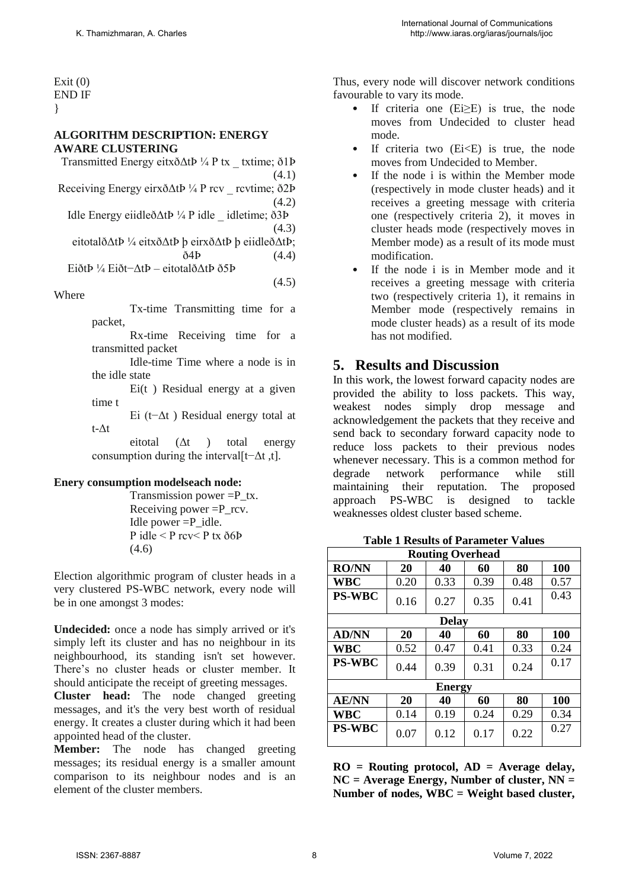Exit (0)
END IF
}

**ALGORITHM DESCRIPTION: ENERGY AWARE CLUSTERING**

Transmitted Energy eitxðΔtÞ ¼ P tx _ txtime; ð1Þ (4.1)

Receiving Energy eirxðΔtÞ ¼ P rcv _ rcvtime; ð2Þ (4.2)

Idle Energy eiidleðΔtÞ ¼ P idle _ idletime; ð3Þ (4.3)

eitotalðΔtÞ ¼ eitxðΔtÞ þ eirxðΔtÞ þ eiidleðΔtÞ; ð4Þ (4.4)

EiðtÞ ¼ Eiðt−ΔtÞ – eitotalðΔtÞ ð5Þ (4.5)

Where

Tx-time Transmitting time for a packet,

Rx-time Receiving time for a transmitted packet

Idle-time Time where a node is in the idle state

Ei(t ) Residual energy at a given time t

Ei (t−Δt ) Residual energy total at t-Δt

eitotal (Δt ) total energy consumption during the interval[t−Δt ,t].

**Enery consumption modelseach node:**

Transmission power =P_tx.
Receiving power =P_rcv.
Idle power =P_idle.
P idle < P rcv< P tx ð6Þ
(4.6)

Election algorithmic program of cluster heads in a very clustered PS-WBC network, every node will be in one amongst 3 modes:

**Undecided:** once a node has simply arrived or it's simply left its cluster and has no neighbour in its neighbourhood, its standing isn't set however. There's no cluster heads or cluster member. It should anticipate the receipt of greeting messages.
**Cluster head:** The node changed greeting messages, and it's the very best worth of residual energy. It creates a cluster during which it had been appointed head of the cluster.
**Member:** The node has changed greeting messages; its residual energy is a smaller amount comparison to its neighbour nodes and is an element of the cluster members.

Thus, every node will discover network conditions favourable to vary its mode.

- If criteria one (Ei≥E) is true, the node moves from Undecided to cluster head mode.
- If criteria two (Ei<E) is true, the node moves from Undecided to Member.
- If the node i is within the Member mode (respectively in mode cluster heads) and it receives a greeting message with criteria one (respectively criteria 2), it moves in cluster heads mode (respectively moves in Member mode) as a result of its mode must modification.
- If the node i is in Member mode and it receives a greeting message with criteria two (respectively criteria 1), it remains in Member mode (respectively remains in mode cluster heads) as a result of its mode has not modified.

## 5. Results and Discussion

In this work, the lowest forward capacity nodes are provided the ability to loss packets. This way, weakest nodes simply drop message and acknowledgement the packets that they receive and send back to secondary forward capacity node to reduce loss packets to their previous nodes whenever necessary. This is a common method for degrade network performance while still maintaining their reputation. The proposed approach PS-WBC is designed to tackle weaknesses oldest cluster based scheme.

**Table 1 Results of Parameter Values**

| Routing Overhead | | | | | |
|---|---|---|---|---|---|
| **RO/NN** | **20** | **40** | **60** | **80** | **100** |
| **WBC** | 0.20 | 0.33 | 0.39 | 0.48 | 0.57 |
| **PS-WBC** | 0.16 | 0.27 | 0.35 | 0.41 | 0.43 |
| **Delay** | | | | | |
| **AD/NN** | **20** | **40** | **60** | **80** | **100** |
| **WBC** | 0.52 | 0.47 | 0.41 | 0.33 | 0.24 |
| **PS-WBC** | 0.44 | 0.39 | 0.31 | 0.24 | 0.17 |
| **Energy** | | | | | |
| **AE/NN** | **20** | **40** | **60** | **80** | **100** |
| **WBC** | 0.14 | 0.19 | 0.24 | 0.29 | 0.34 |
| **PS-WBC** | 0.07 | 0.12 | 0.17 | 0.22 | 0.27 |

**RO = Routing protocol, AD = Average delay, NC = Average Energy, Number of cluster, NN = Number of nodes, WBC = Weight based cluster,**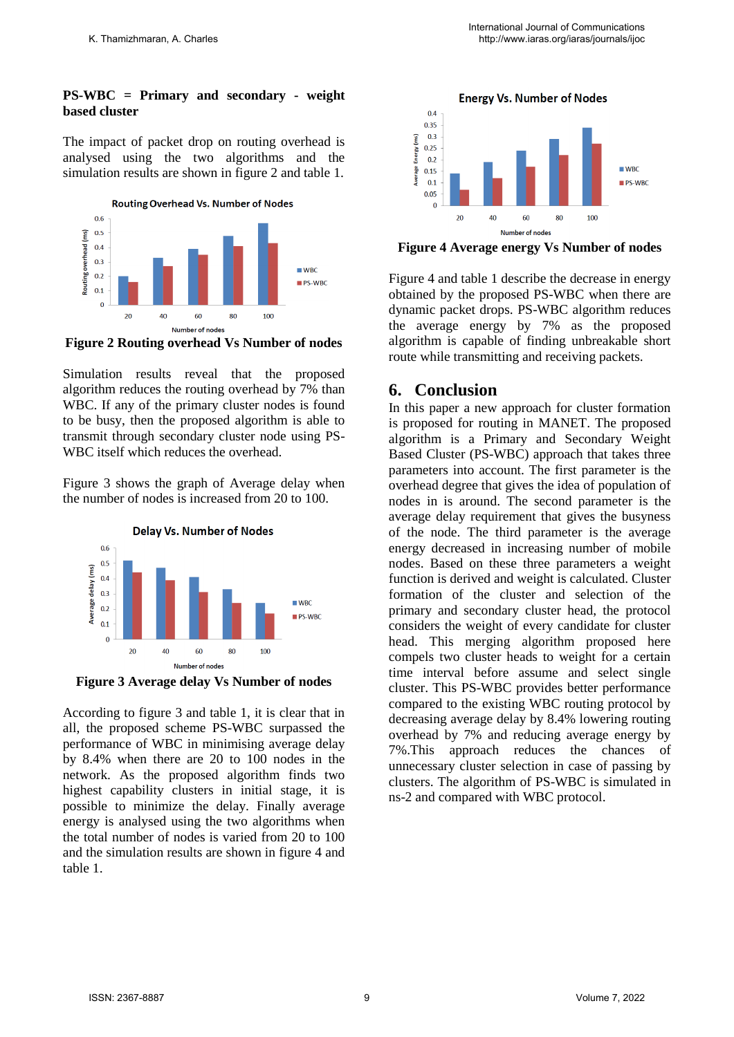**PS-WBC = Primary and secondary - weight based cluster**

The impact of packet drop on routing overhead is analysed using the two algorithms and the simulation results are shown in figure 2 and table 1.

Routing Overhead Vs. Number of Nodes

Routing overhead (ms)

0.6
0.5
0.4
0.3
0.2
0.1
0

20 40 60 80 100

Number of nodes

WBC
PS-WBC

**Figure 2 Routing overhead Vs Number of nodes**

Simulation results reveal that the proposed algorithm reduces the routing overhead by 7% than WBC. If any of the primary cluster nodes is found to be busy, then the proposed algorithm is able to transmit through secondary cluster node using PS-WBC itself which reduces the overhead.

Figure 3 shows the graph of Average delay when the number of nodes is increased from 20 to 100.

Delay Vs. Number of Nodes

Average delay (ms)

0.6
0.5
0.4
0.3
0.2
0.1
0

20 40 60 80 100

Number of nodes

WBC
PS-WBC

**Figure 3 Average delay Vs Number of nodes**

According to figure 3 and table 1, it is clear that in all, the proposed scheme PS-WBC surpassed the performance of WBC in minimising average delay by 8.4% when there are 20 to 100 nodes in the network. As the proposed algorithm finds two highest capability clusters in initial stage, it is possible to minimize the delay. Finally average energy is analysed using the two algorithms when the total number of nodes is varied from 20 to 100 and the simulation results are shown in figure 4 and table 1.

Energy Vs. Number of Nodes

Average Energy (ms)

0.4
0.35
0.3
0.25
0.2
0.15
0.1
0.05
0

20 40 60 80 100

Number of nodes

WBC
PS-WBC

**Figure 4 Average energy Vs Number of nodes**

Figure 4 and table 1 describe the decrease in energy obtained by the proposed PS-WBC when there are dynamic packet drops. PS-WBC algorithm reduces the average energy by 7% as the proposed algorithm is capable of finding unbreakable short route while transmitting and receiving packets.

## 6. Conclusion

In this paper a new approach for cluster formation is proposed for routing in MANET. The proposed algorithm is a Primary and Secondary Weight Based Cluster (PS-WBC) approach that takes three parameters into account. The first parameter is the overhead degree that gives the idea of population of nodes in is around. The second parameter is the average delay requirement that gives the busyness of the node. The third parameter is the average energy decreased in increasing number of mobile nodes. Based on these three parameters a weight function is derived and weight is calculated. Cluster formation of the cluster and selection of the primary and secondary cluster head, the protocol considers the weight of every candidate for cluster head. This merging algorithm here compels two cluster heads to weight for a certain time interval before assume and select single cluster. This PS-WBC provides better performance compared to the existing WBC routing protocol by decreasing average delay by 8.4% lowering routing overhead by 7% and reducing average energy by 7%.This approach reduces the chances of unnecessary cluster selection in case of passing by clusters. The algorithm of PS-WBC is simulated in ns-2 and compared with WBC protocol.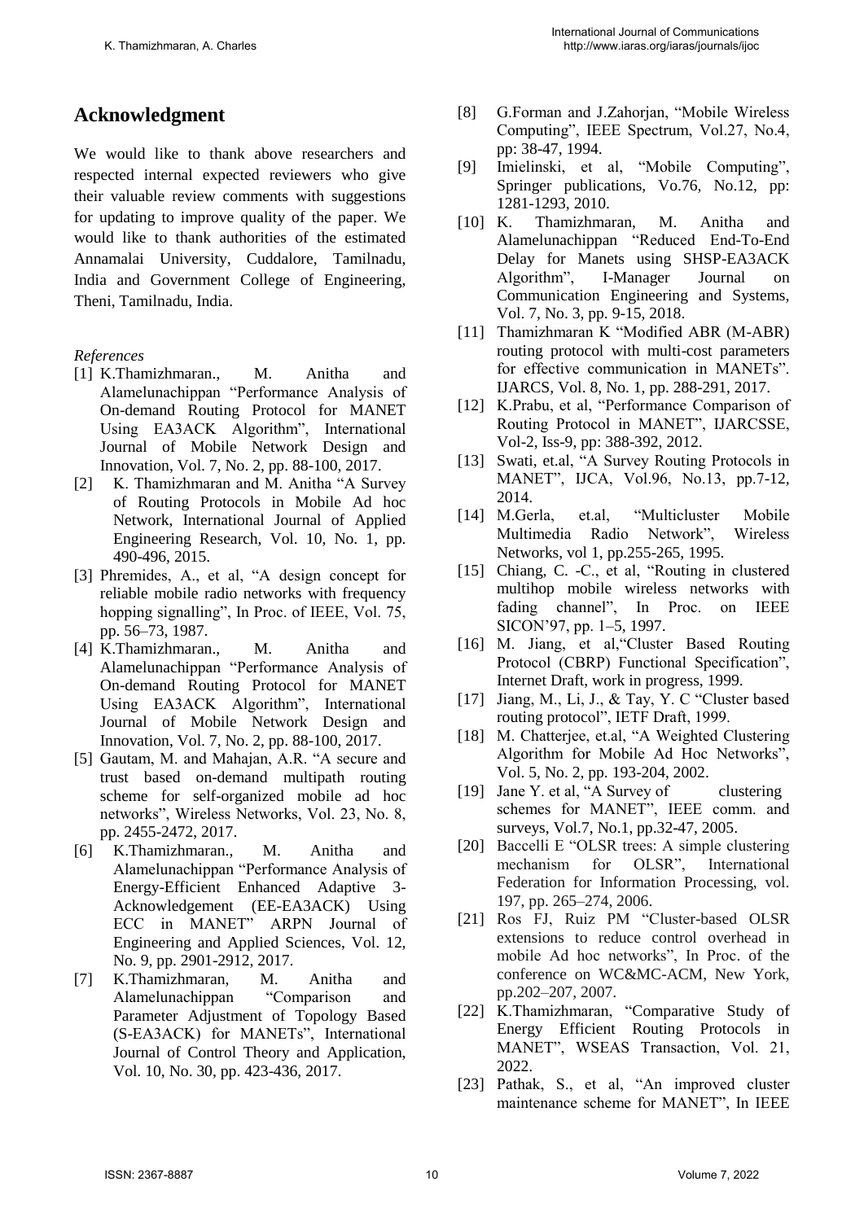## Acknowledgment

We would like to thank above researchers and respected internal expected reviewers who give their valuable review comments with suggestions for updating to improve quality of the paper. We would like to thank authorities of the estimated Annamalai University, Cuddalore, Tamilnadu, India and Government College of Engineering, Theni, Tamilnadu, India.

*References*

[1] K.Thamizhmaran., M. Anitha and Alamelunachippan "Performance Analysis of On-demand Routing Protocol for MANET Using EA3ACK Algorithm", International Journal of Mobile Network Design and Innovation, Vol. 7, No. 2, pp. 88-100, 2017.

[2] K. Thamizhmaran and M. Anitha "A Survey of Routing Protocols in Mobile Ad hoc Network, International Journal of Applied Engineering Research, Vol. 10, No. 1, pp. 490-496, 2015.

[3] Phremides, A., et al, "A design concept for reliable mobile radio networks with frequency hopping signalling", In Proc. of IEEE, Vol. 75, pp. 56–73, 1987.

[4] K.Thamizhmaran., M. Anitha and Alamelunachippan "Performance Analysis of On-demand Routing Protocol for MANET Using EA3ACK Algorithm", International Journal of Mobile Network Design and Innovation, Vol. 7, No. 2, pp. 88-100, 2017.

[5] Gautam, M. and Mahajan, A.R. "A secure and trust based on-demand multipath routing scheme for self-organized mobile ad hoc networks", Wireless Networks, Vol. 23, No. 8, pp. 2455-2472, 2017.

[6] K.Thamizhmaran., M. Anitha and Alamelunachippan "Performance Analysis of Energy-Efficient Enhanced Adaptive 3-Acknowledgement (EE-EA3ACK) Using ECC in MANET" ARPN Journal of Engineering and Applied Sciences, Vol. 12, No. 9, pp. 2901-2912, 2017.

[7] K.Thamizhmaran, M. Anitha and Alamelunachippan "Comparison and Parameter Adjustment of Topology Based (S-EA3ACK) for MANETs", International Journal of Control Theory and Application, Vol. 10, No. 30, pp. 423-436, 2017.

[8] G.Forman and J.Zahorjan, "Mobile Wireless Computing", IEEE Spectrum, Vol.27, No.4, pp: 38-47, 1994.

[9] Imielinski, et al, "Mobile Computing", Springer publications, Vo.76, No.12, pp: 1281-1293, 2010.

[10] K. Thamizhmaran, M. Anitha and Alamelunachippan "Reduced End-To-End Delay for Manets using SHSP-EA3ACK Algorithm", I-Manager Journal on Communication Engineering and Systems, Vol. 7, No. 3, pp. 9-15, 2018.

[11] Thamizhmaran K "Modified ABR (M-ABR) routing protocol with multi-cost parameters for effective communication in MANETs". IJARCS, Vol. 8, No. 1, pp. 288-291, 2017.

[12] K.Prabu, et al, "Performance Comparison of Routing Protocol in MANET", IJARCSSE, Vol-2, Iss-9, pp: 388-392, 2012.

[13] Swati, et.al, "A Survey Routing Protocols in MANET", IJCA, Vol.96, No.13, pp.7-12, 2014.

[14] M.Gerla, et.al, "Multicluster Mobile Multimedia Radio Network", Wireless Networks, vol 1, pp.255-265, 1995.

[15] Chiang, C. -C., et al, "Routing in clustered multihop mobile wireless networks with fading channel", In Proc. on IEEE SICON'97, pp. 1–5, 1997.

[16] M. Jiang, et al,"Cluster Based Routing Protocol (CBRP) Functional Specification", Internet Draft, work in progress, 1999.

[17] Jiang, M., Li, J., & Tay, Y. C "Cluster based routing protocol", IETF Draft, 1999.

[18] M. Chatterjee, et.al, "A Weighted Clustering Algorithm for Mobile Ad Hoc Networks", Vol. 5, No. 2, pp. 193-204, 2002.

[19] Jane Y. et al, "A Survey of clustering schemes for MANET", IEEE comm. and surveys, Vol.7, No.1, pp.32-47, 2005.

[20] Baccelli E "OLSR trees: A simple clustering mechanism for OLSR", International Federation for Information Processing, vol. 197, pp. 265–274, 2006.

[21] Ros FJ, Ruiz PM "Cluster-based OLSR extensions to reduce control overhead in mobile Ad hoc networks", In Proc. of the conference on WC&MC-ACM, New York, pp.202–207, 2007.

[22] K.Thamizhmaran, "Comparative Study of Energy Efficient Routing Protocols in MANET", WSEAS Transaction, Vol. 21, 2022.

[23] Pathak, S., et al, "An improved cluster maintenance scheme for MANET", In IEEE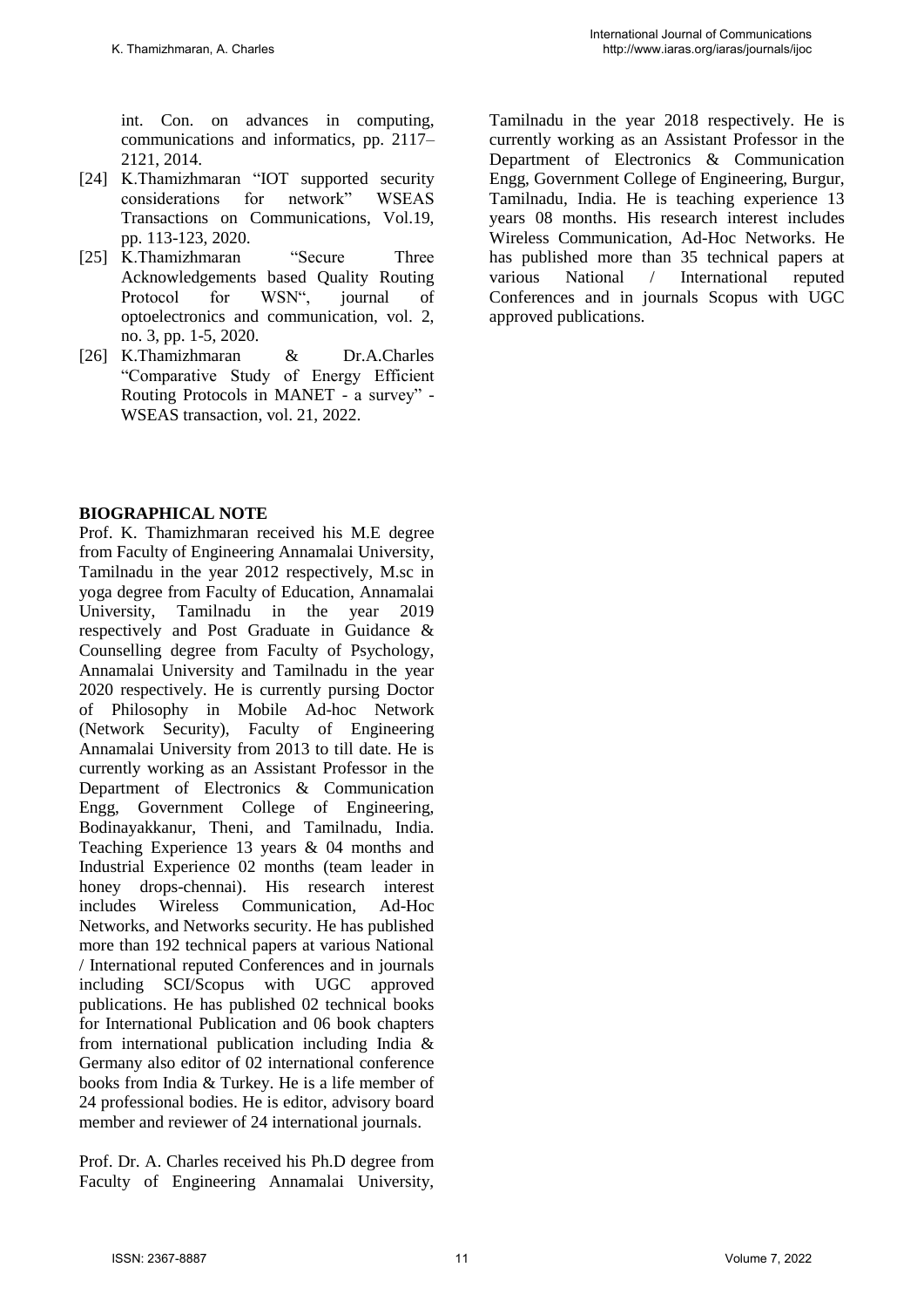int. Con. on advances in computing, communications and informatics, pp. 2117–2121, 2014.

[24] K.Thamizhmaran "IOT supported security considerations for network" WSEAS Transactions on Communications, Vol.19, pp. 113-123, 2020.

[25] K.Thamizhmaran "Secure Three Acknowledgements based Quality Routing Protocol for WSN", journal of optoelectronics and communication, vol. 2, no. 3, pp. 1-5, 2020.

[26] K.Thamizhmaran & Dr.A.Charles "Comparative Study of Energy Efficient Routing Protocols in MANET - a survey" - WSEAS transaction, vol. 21, 2022.

**BIOGRAPHICAL NOTE**

Prof. K. Thamizhmaran received his M.E degree from Faculty of Engineering Annamalai University, Tamilnadu in the year 2012 respectively, M.sc in yoga degree from Faculty of Education, Annamalai University, Tamilnadu in the year 2019 respectively and Post Graduate in Guidance & Counselling degree from Faculty of Psychology, Annamalai University and Tamilnadu in the year 2020 respectively. He is currently pursing Doctor of Philosophy in Mobile Ad-hoc Network (Network Security), Faculty of Engineering Annamalai University from 2013 to till date. He is currently working as an Assistant Professor in the Department of Electronics & Communication Engg, Government College of Engineering, Bodinayakkanur, Theni, and Tamilnadu, India. Teaching Experience 13 years & 04 months and Industrial Experience 02 months (team leader in honey drops-chennai). His research interest includes Wireless Communication, Ad-Hoc Networks, and Networks security. He has published more than 192 technical papers at various National / International reputed Conferences and in journals including SCI/Scopus with UGC approved publications. He has published 02 technical books for International Publication and 06 book chapters from international publication including India & Germany also editor of 02 international conference books from India & Turkey. He is a life member of 24 professional bodies. He is editor, advisory board member and reviewer of 24 international journals.

Prof. Dr. A. Charles received his Ph.D degree from Faculty of Engineering Annamalai University, Tamilnadu in the year 2018 respectively. He is currently working as an Assistant Professor in the Department of Electronics & Communication Engg, Government College of Engineering, Burgur, Tamilnadu, India. He is teaching experience 13 years 08 months. His research interest includes Wireless Communication, Ad-Hoc Networks. He has published more than 35 technical papers at various National / International reputed Conferences and in journals Scopus with UGC approved publications.